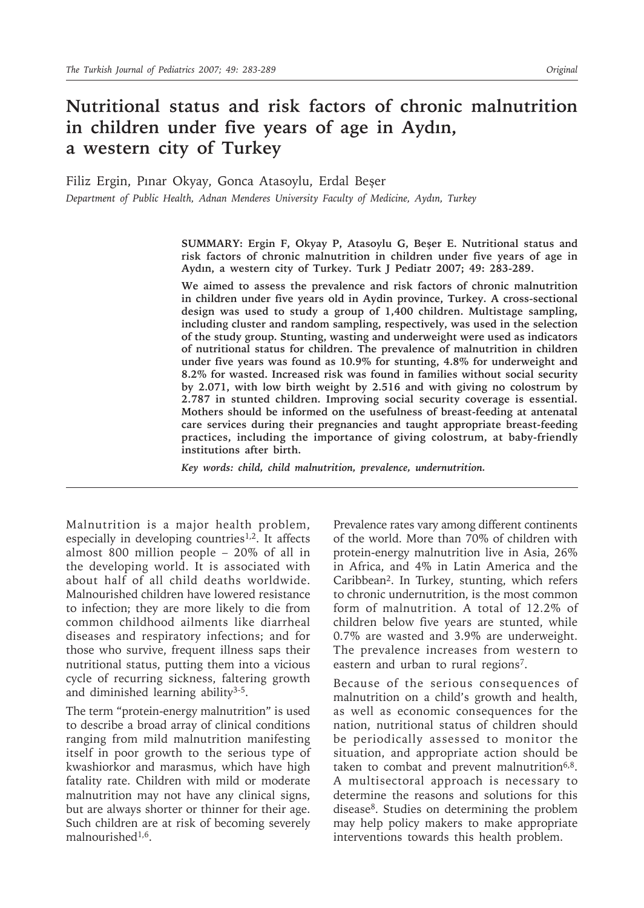# Nutritional status and risk factors of chronic malnutrition in children under five years of age in Aydın, a western city of Turkey

Filiz Ergin, Pınar Okyay, Gonca Atasoylu, Erdal Beşer

*Department of Public Health, Adnan Menderes University Faculty of Medicine, Aydın, Turkey*

**SUMMARY: Ergin F, Okyay P, Atasoylu G, Beşer E. Nutritional status and risk factors of chronic malnutrition in children under five years of age in Aydın, a western city of Turkey. Turk J Pediatr 2007; 49: 283-289.**

**We aimed to assess the prevalence and risk factors of chronic malnutrition in children under five years old in Aydin province, Turkey. A cross-sectional design was used to study a group of 1,400 children. Multistage sampling, including cluster and random sampling, respectively, was used in the selection of the study group. Stunting, wasting and underweight were used as indicators of nutritional status for children. The prevalence of malnutrition in children under five years was found as 10.9% for stunting, 4.8% for underweight and 8.2% for wasted. Increased risk was found in families without social security by 2.071, with low birth weight by 2.516 and with giving no colostrum by 2.787 in stunted children. Improving social security coverage is essential. Mothers should be informed on the usefulness of breast-feeding at antenatal care services during their pregnancies and taught appropriate breast-feeding practices, including the importance of giving colostrum, at baby-friendly institutions after birth.**

*Key words: child, child malnutrition, prevalence, undernutrition.*

---

Malnutrition is a major health problem, especially in developing countries[1,2]. It affects almost 800 million people – 20% of all in the developing world. It is associated with about half of all child deaths worldwide. Malnourished children have lowered resistance to infection; they are more likely to die from common childhood ailments like diarrheal diseases and respiratory infections; and for those who survive, frequent illness saps their nutritional status, putting them into a vicious cycle of recurring sickness, faltering growth and diminished learning ability[3-5].

The term "protein-energy malnutrition" is used to describe a broad array of clinical conditions ranging from mild malnutrition manifesting itself in poor growth to the serious type of kwashiorkor and marasmus, which have high fatality rate. Children with mild or moderate malnutrition may not have any clinical signs, but are always shorter or thinner for their age. Such children are at risk of becoming severely malnourished[1,6].

Prevalence rates vary among different continents of the world. More than 70% of children with protein-energy malnutrition live in Asia, 26% in Africa, and 4% in Latin America and the Caribbean[2]. In Turkey, stunting, which refers to chronic undernutrition, is the most common form of malnutrition. A total of 12.2% of children below five years are stunted, while 0.7% are wasted and 3.9% are underweight. The prevalence increases from western to eastern and urban to rural regions[7].

Because of the serious consequences of malnutrition on a child's growth and health, as well as economic consequences for the nation, nutritional status of children should be periodically assessed to monitor the situation, and appropriate action should be taken to combat and prevent malnutrition[6,8]. A multisectoral approach is necessary to determine the reasons and solutions for this disease[8]. Studies on determining the problem may help policy makers to make appropriate interventions towards this health problem.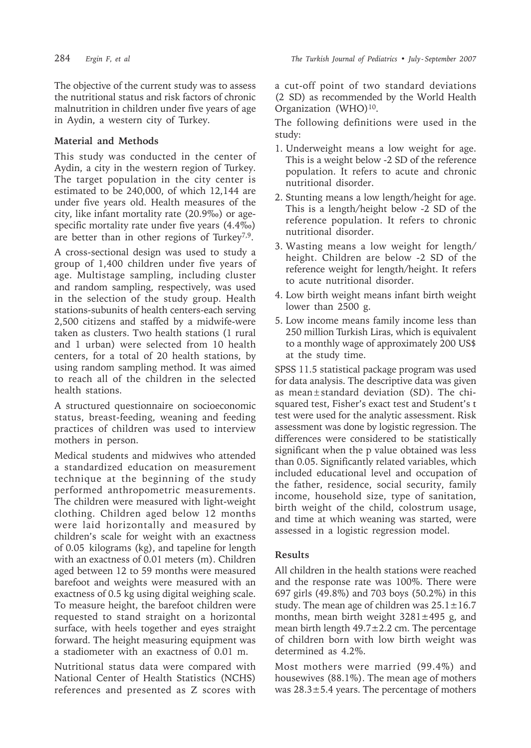The objective of the current study was to assess the nutritional status and risk factors of chronic malnutrition in children under five years of age in Aydin, a western city of Turkey.

## Material and Methods

This study was conducted in the center of Aydin, a city in the western region of Turkey. The target population in the city center is estimated to be 240,000, of which 12,144 are under five years old. Health measures of the city, like infant mortality rate (20.9‰) or age-specific mortality rate under five years (4.4‰) are better than in other regions of Turkey[7,9].

A cross-sectional design was used to study a group of 1,400 children under five years of age. Multistage sampling, including cluster and random sampling, respectively, was used in the selection of the study group. Health stations-subunits of health centers-each serving 2,500 citizens and staffed by a midwife-were taken as clusters. Two health stations (1 rural and 1 urban) were selected from 10 health centers, for a total of 20 health stations, by using random sampling method. It was aimed to reach all of the children in the selected health stations.

A structured questionnaire on socioeconomic status, breast-feeding, weaning and feeding practices of children was used to interview mothers in person.

Medical students and midwives who attended a standardized education on measurement technique at the beginning of the study performed anthropometric measurements. The children were measured with light-weight clothing. Children aged below 12 months were laid horizontally and measured by children's scale for weight with an exactness of 0.05 kilograms (kg), and tapeline for length with an exactness of 0.01 meters (m). Children aged between 12 to 59 months were measured barefoot and weights were measured with an exactness of 0.5 kg using digital weighing scale. To measure height, the barefoot children were requested to stand straight on a horizontal surface, with heels together and eyes straight forward. The height measuring equipment was a stadiometer with an exactness of 0.01 m.

Nutritional status data were compared with National Center of Health Statistics (NCHS) references and presented as Z scores with a cut-off point of two standard deviations (2 SD) as recommended by the World Health Organization (WHO)[10].

The following definitions were used in the study:

1. Underweight means a low weight for age. This is a weight below -2 SD of the reference population. It refers to acute and chronic nutritional disorder.
2. Stunting means a low length/height for age. This is a length/height below -2 SD of the reference population. It refers to chronic nutritional disorder.
3. Wasting means a low weight for length/height. Children are below -2 SD of the reference weight for length/height. It refers to acute nutritional disorder.
4. Low birth weight means infant birth weight lower than 2500 g.
5. Low income means family income less than 250 million Turkish Liras, which is equivalent to a monthly wage of approximately 200 US$ at the study time.

SPSS 11.5 statistical package program was used for data analysis. The descriptive data was given as mean±standard deviation (SD). The chi-squared test, Fisher's exact test and Student's t test were used for the analytic assessment. Risk assessment was done by logistic regression. The differences were considered to be statistically significant when the p value obtained was less than 0.05. Significantly related variables, which included educational level and occupation of the father, residence, social security, family income, household size, type of sanitation, birth weight of the child, colostrum usage, and time at which weaning was started, were assessed in a logistic regression model.

## Results

All children in the health stations were reached and the response rate was 100%. There were 697 girls (49.8%) and 703 boys (50.2%) in this study. The mean age of children was 25.1±16.7 months, mean birth weight 3281±495 g, and mean birth length 49.7±2.2 cm. The percentage of children born with low birth weight was determined as 4.2%.

Most mothers were married (99.4%) and housewives (88.1%). The mean age of mothers was 28.3±5.4 years. The percentage of mothers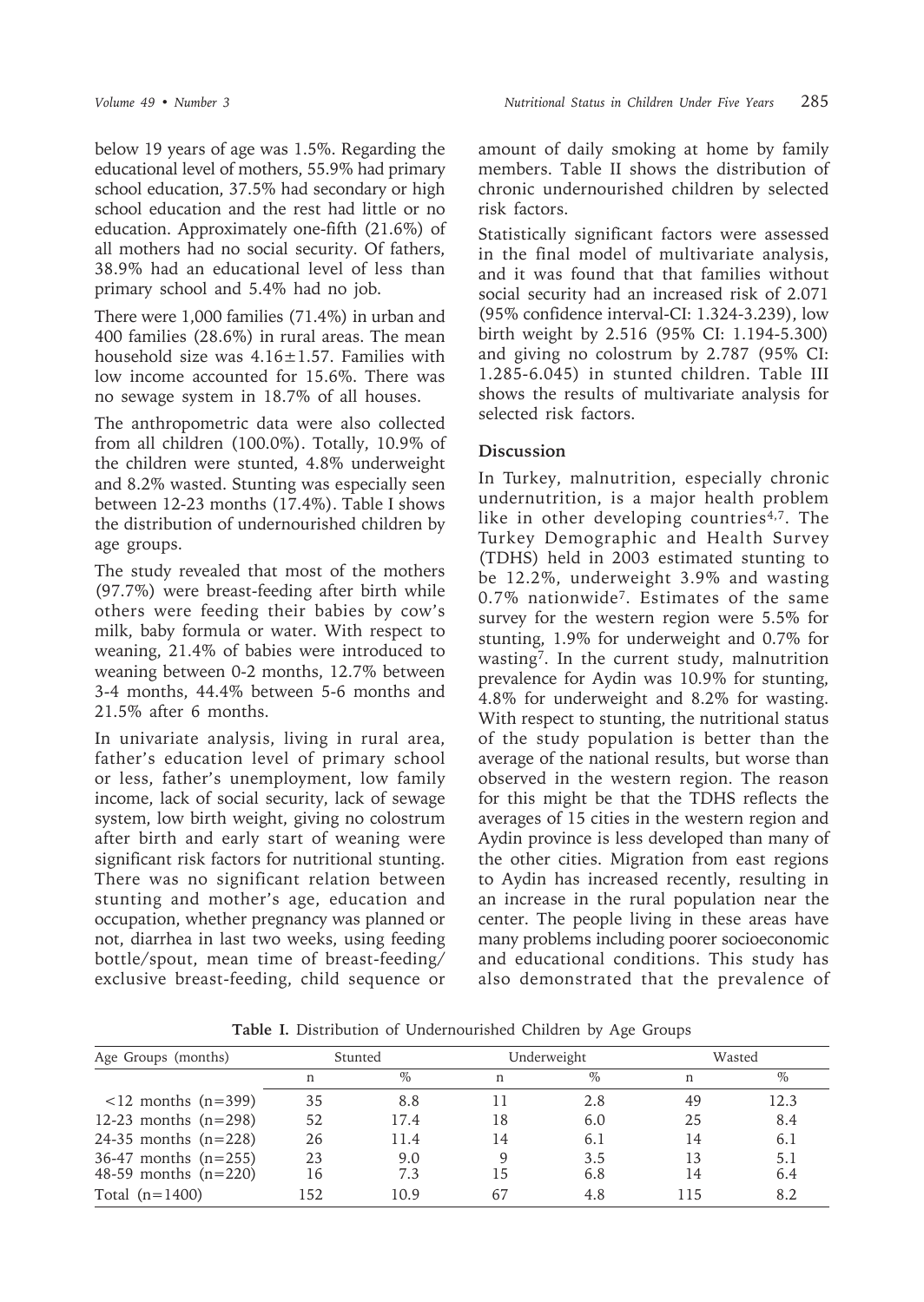below 19 years of age was 1.5%. Regarding the educational level of mothers, 55.9% had primary school education, 37.5% had secondary or high school education and the rest had little or no education. Approximately one-fifth (21.6%) of all mothers had no social security. Of fathers, 38.9% had an educational level of less than primary school and 5.4% had no job.

There were 1,000 families (71.4%) in urban and 400 families (28.6%) in rural areas. The mean household size was 4.16±1.57. Families with low income accounted for 15.6%. There was no sewage system in 18.7% of all houses.

The anthropometric data were also collected from all children (100.0%). Totally, 10.9% of the children were stunted, 4.8% underweight and 8.2% wasted. Stunting was especially seen between 12-23 months (17.4%). Table I shows the distribution of undernourished children by age groups.

The study revealed that most of the mothers (97.7%) were breast-feeding after birth while others were feeding their babies by cow's milk, baby formula or water. With respect to weaning, 21.4% of babies were introduced to weaning between 0-2 months, 12.7% between 3-4 months, 44.4% between 5-6 months and 21.5% after 6 months.

In univariate analysis, living in rural area, father's education level of primary school or less, father's unemployment, low family income, lack of social security, lack of sewage system, low birth weight, giving no colostrum after birth and early start of weaning were significant risk factors for nutritional stunting. There was no significant relation between stunting and mother's age, education and occupation, whether pregnancy was planned or not, diarrhea in last two weeks, using feeding bottle/spout, mean time of breast-feeding/exclusive breast-feeding, child sequence or amount of daily smoking at home by family members. Table II shows the distribution of chronic undernourished children by selected risk factors.

Statistically significant factors were assessed in the final model of multivariate analysis, and it was found that that families without social security had an increased risk of 2.071 (95% confidence interval-CI: 1.324-3.239), low birth weight by 2.516 (95% CI: 1.194-5.300) and giving no colostrum by 2.787 (95% CI: 1.285-6.045) in stunted children. Table III shows the results of multivariate analysis for selected risk factors.

## Discussion

In Turkey, malnutrition, especially chronic undernutrition, is a major health problem like in other developing countries[4,7]. The Turkey Demographic and Health Survey (TDHS) held in 2003 estimated stunting to be 12.2%, underweight 3.9% and wasting 0.7% nationwide[7]. Estimates of the same survey for the western region were 5.5% for stunting, 1.9% for underweight and 0.7% for wasting[7]. In the current study, malnutrition prevalence for Aydin was 10.9% for stunting, 4.8% for underweight and 8.2% for wasting. With respect to stunting, the nutritional status of the study population is better than the average of the national results, but worse than observed in the western region. The reason for this might be that the TDHS reflects the averages of 15 cities in the western region and Aydin province is less developed than many of the other cities. Migration from east regions to Aydin has increased recently, resulting in an increase in the rural population near the center. The people living in these areas have many problems including poorer socioeconomic and educational conditions. This study has also demonstrated that the prevalence of

**Table I.** Distribution of Undernourished Children by Age Groups

| Age Groups (months) | Stunted | | Underweight | | Wasted | |
|---|---|---|---|---|---|---|
| | n | % | n | % | n | % |
| <12 months (n=399) | 35 | 8.8 | 11 | 2.8 | 49 | 12.3 |
| 12-23 months (n=298) | 52 | 17.4 | 18 | 6.0 | 25 | 8.4 |
| 24-35 months (n=228) | 26 | 11.4 | 14 | 6.1 | 14 | 6.1 |
| 36-47 months (n=255) | 23 | 9.0 | 9 | 3.5 | 13 | 5.1 |
| 48-59 months (n=220) | 16 | 7.3 | 15 | 6.8 | 14 | 6.4 |
| Total (n=1400) | 152 | 10.9 | 67 | 4.8 | 115 | 8.2 |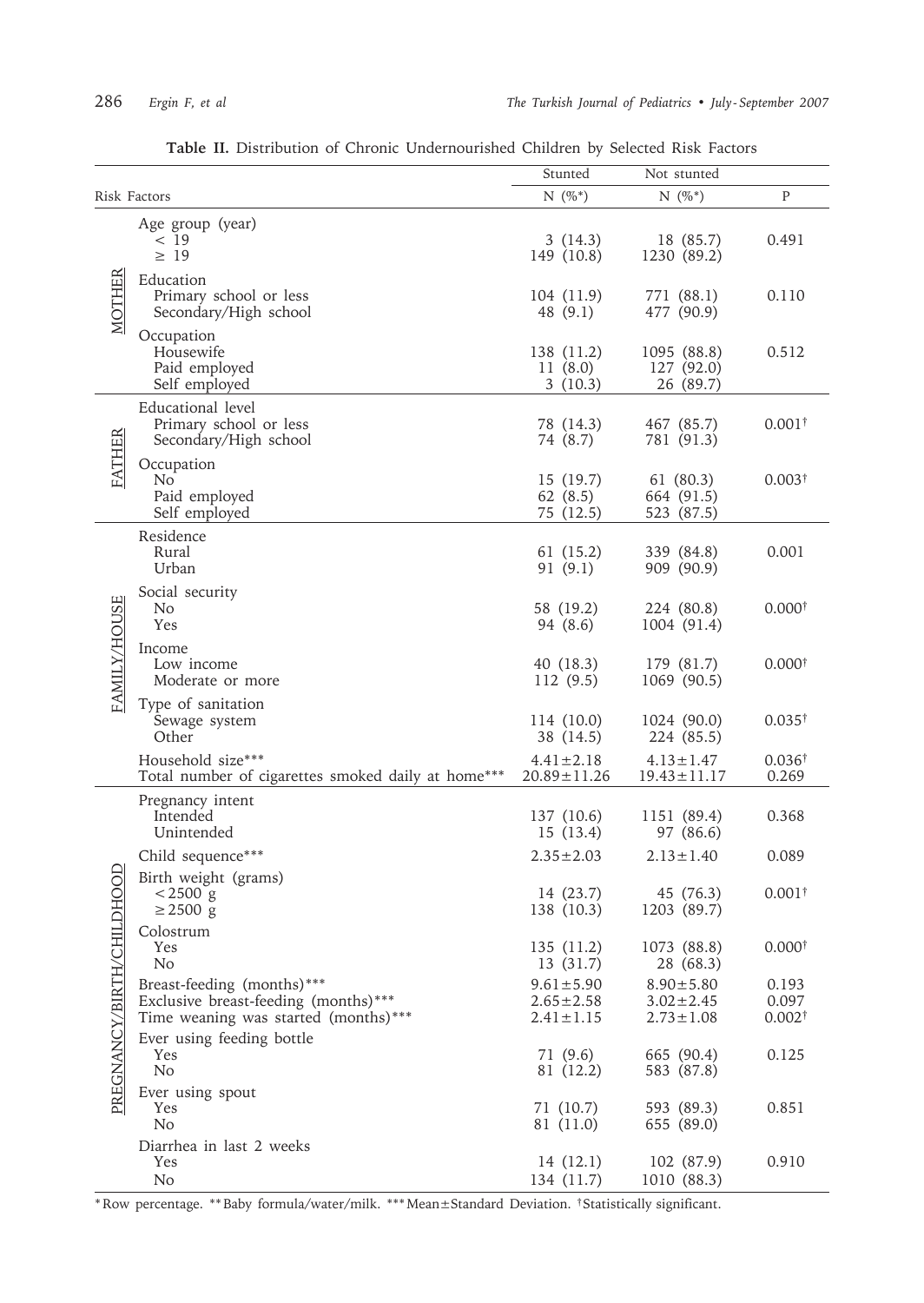**Table II.** Distribution of Chronic Undernourished Children by Selected Risk Factors

| | Risk Factors | Stunted N (%*) | Not stunted N (%*) | P |
|---|---|---|---|---|
| MOTHER | Age group (year) | | | |
| | < 19 | 3 (14.3) | 18 (85.7) | 0.491 |
| | ≥ 19 | 149 (10.8) | 1230 (89.2) | |
| | Education | | | |
| | Primary school or less | 104 (11.9) | 771 (88.1) | 0.110 |
| | Secondary/High school | 48 (9.1) | 477 (90.9) | |
| | Occupation | | | |
| | Housewife | 138 (11.2) | 1095 (88.8) | 0.512 |
| | Paid employed | 11 (8.0) | 127 (92.0) | |
| | Self employed | 3 (10.3) | 26 (89.7) | |
| FATHER | Educational level | | | |
| | Primary school or less | 78 (14.3) | 467 (85.7) | 0.001† |
| | Secondary/High school | 74 (8.7) | 781 (91.3) | |
| | Occupation | | | |
| | No | 15 (19.7) | 61 (80.3) | 0.003† |
| | Paid employed | 62 (8.5) | 664 (91.5) | |
| | Self employed | 75 (12.5) | 523 (87.5) | |
| FAMILY/HOUSE | Residence | | | |
| | Rural | 61 (15.2) | 339 (84.8) | 0.001 |
| | Urban | 91 (9.1) | 909 (90.9) | |
| | Social security | | | |
| | No | 58 (19.2) | 224 (80.8) | 0.000† |
| | Yes | 94 (8.6) | 1004 (91.4) | |
| | Income | | | |
| | Low income | 40 (18.3) | 179 (81.7) | 0.000† |
| | Moderate or more | 112 (9.5) | 1069 (90.5) | |
| | Type of sanitation | | | |
| | Sewage system | 114 (10.0) | 1024 (90.0) | 0.035† |
| | Other | 38 (14.5) | 224 (85.5) | |
| | Household size*** | 4.41±2.18 | 4.13±1.47 | 0.036† |
| | Total number of cigarettes smoked daily at home*** | 20.89±11.26 | 19.43±11.17 | 0.269 |
| PREGNANCY/BIRTH/CHILDHOOD | Pregnancy intent | | | |
| | Intended | 137 (10.6) | 1151 (89.4) | 0.368 |
| | Unintended | 15 (13.4) | 97 (86.6) | |
| | Child sequence*** | 2.35±2.03 | 2.13±1.40 | 0.089 |
| | Birth weight (grams) | | | |
| | < 2500 g | 14 (23.7) | 45 (76.3) | 0.001† |
| | ≥ 2500 g | 138 (10.3) | 1203 (89.7) | |
| | Colostrum | | | |
| | Yes | 135 (11.2) | 1073 (88.8) | 0.000† |
| | No | 13 (31.7) | 28 (68.3) | |
| | Breast-feeding (months)*** | 9.61±5.90 | 8.90±5.80 | 0.193 |
| | Exclusive breast-feeding (months)*** | 2.65±2.58 | 3.02±2.45 | 0.097 |
| | Time weaning was started (months)*** | 2.41±1.15 | 2.73±1.08 | 0.002† |
| | Ever using feeding bottle | | | |
| | Yes | 71 (9.6) | 665 (90.4) | 0.125 |
| | No | 81 (12.2) | 583 (87.8) | |
| | Ever using spout | | | |
| | Yes | 71 (10.7) | 593 (89.3) | 0.851 |
| | No | 81 (11.0) | 655 (89.0) | |
| | Diarrhea in last 2 weeks | | | |
| | Yes | 14 (12.1) | 102 (87.9) | 0.910 |
| | No | 134 (11.7) | 1010 (88.3) | |

*Row percentage. **Baby formula/water/milk. ***Mean±Standard Deviation. †Statistically significant.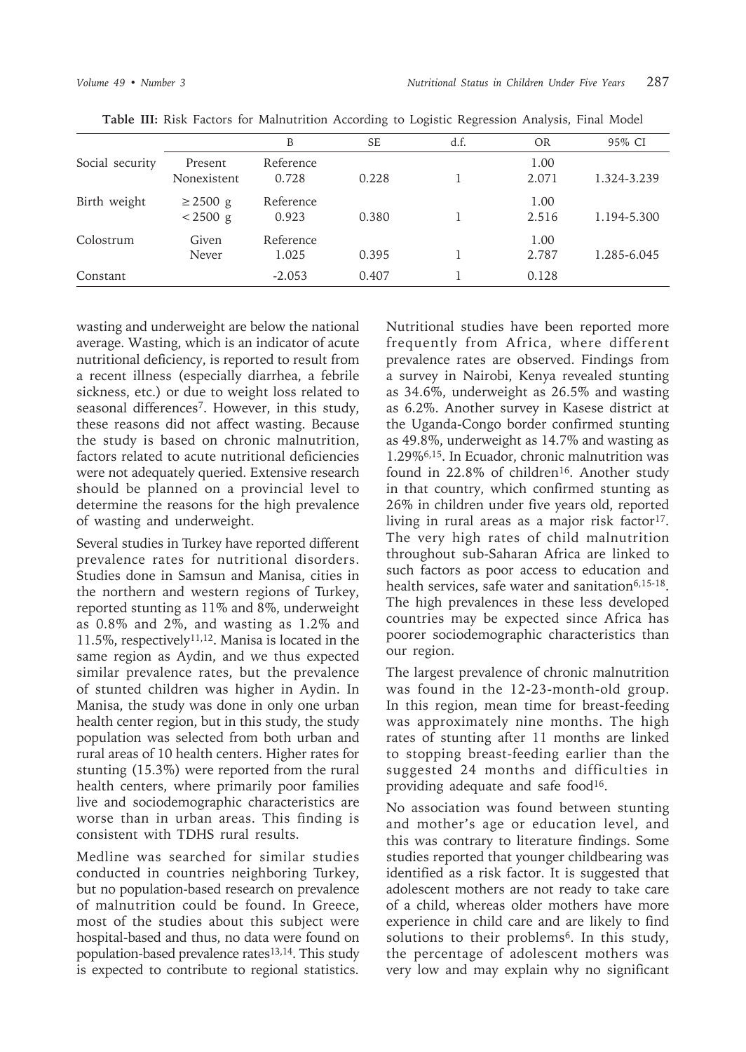**Table III:** Risk Factors for Malnutrition According to Logistic Regression Analysis, Final Model

| | | B | SE | d.f. | OR | 95% CI |
|---|---|---|---|---|---|---|
| Social security | Present | Reference | | | 1.00 | |
| | Nonexistent | 0.728 | 0.228 | 1 | 2.071 | 1.324-3.239 |
| Birth weight | ≥2500 g | Reference | | | 1.00 | |
| | <2500 g | 0.923 | 0.380 | 1 | 2.516 | 1.194-5.300 |
| Colostrum | Given | Reference | | | 1.00 | |
| | Never | 1.025 | 0.395 | 1 | 2.787 | 1.285-6.045 |
| Constant | | -2.053 | 0.407 | 1 | 0.128 | |

wasting and underweight are below the national average. Wasting, which is an indicator of acute nutritional deficiency, is reported to result from a recent illness (especially diarrhea, a febrile sickness, etc.) or due to weight loss related to seasonal differences[7]. However, in this study, these reasons did not affect wasting. Because the study is based on chronic malnutrition, factors related to acute nutritional deficiencies were not adequately queried. Extensive research should be planned on a provincial level to determine the reasons for the high prevalence of wasting and underweight.

Several studies in Turkey have reported different prevalence rates for nutritional disorders. Studies done in Samsun and Manisa, cities in the northern and western regions of Turkey, reported stunting as 11% and 8%, underweight as 0.8% and 2%, and wasting as 1.2% and 11.5%, respectively[11,12]. Manisa is located in the same region as Aydin, and we thus expected similar prevalence rates, but the prevalence of stunted children was higher in Aydin. In Manisa, the study was done in only one urban health center region, but in this study, the study population was selected from both urban and rural areas of 10 health centers. Higher rates for stunting (15.3%) were reported from the rural health centers, where primarily poor families live and sociodemographic characteristics are worse than in urban areas. This finding is consistent with TDHS rural results.

Medline was searched for similar studies conducted in countries neighboring Turkey, but no population-based research on prevalence of malnutrition could be found. In Greece, most of the studies about this subject were hospital-based and thus, no data were found on population-based prevalence rates[13,14]. This study is expected to contribute to regional statistics.

Nutritional studies have been reported more frequently from Africa, where different prevalence rates are observed. Findings from a survey in Nairobi, Kenya revealed stunting as 34.6%, underweight as 26.5% and wasting as 6.2%. Another survey in Kasese district at the Uganda-Congo border confirmed stunting as 49.8%, underweight as 14.7% and wasting as 1.29%[6,15]. In Ecuador, chronic malnutrition was found in 22.8% of children[16]. Another study in that country, which confirmed stunting as 26% in children under five years old, reported living in rural areas as a major risk factor[17]. The very high rates of child malnutrition throughout sub-Saharan Africa are linked to such factors as poor access to education and health services, safe water and sanitation[6,15-18]. The high prevalences in these less developed countries may be expected since Africa has poorer sociodemographic characteristics than our region.

The largest prevalence of chronic malnutrition was found in the 12-23-month-old group. In this region, mean time for breast-feeding was approximately nine months. The high rates of stunting after 11 months are linked to stopping breast-feeding earlier than the suggested 24 months and difficulties in providing adequate and safe food[16].

No association was found between stunting and mother's age or education level, and this was contrary to literature findings. Some studies reported that younger childbearing was identified as a risk factor. It is suggested that adolescent mothers are not ready to take care of a child, whereas older mothers have more experience in child care and are likely to find solutions to their problems[6]. In this study, the percentage of adolescent mothers was very low and may explain why no significant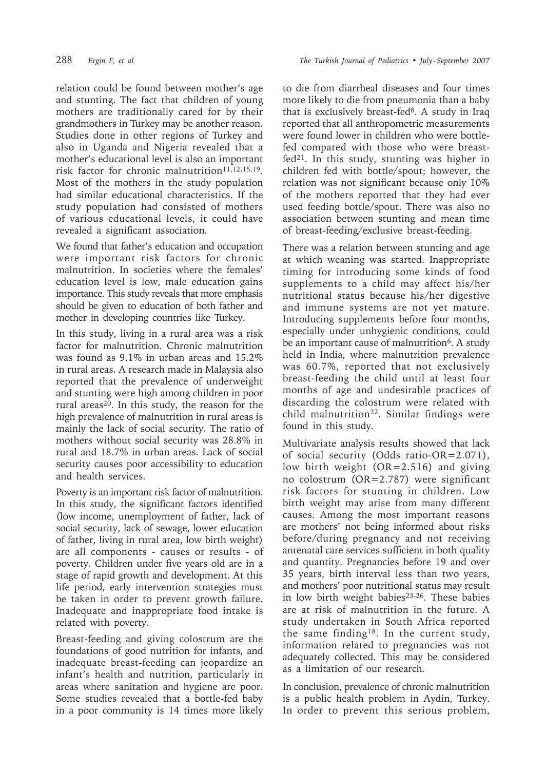relation could be found between mother's age and stunting. The fact that children of young mothers are traditionally cared for by their grandmothers in Turkey may be another reason. Studies done in other regions of Turkey and also in Uganda and Nigeria revealed that a mother's educational level is also an important risk factor for chronic malnutrition[11,12,15,19]. Most of the mothers in the study population had similar educational characteristics. If the study population had consisted of mothers of various educational levels, it could have revealed a significant association.

We found that father's education and occupation were important risk factors for chronic malnutrition. In societies where the females' education level is low, male education gains importance. This study reveals that more emphasis should be given to education of both father and mother in developing countries like Turkey.

In this study, living in a rural area was a risk factor for malnutrition. Chronic malnutrition was found as 9.1% in urban areas and 15.2% in rural areas. A research made in Malaysia also reported that the prevalence of underweight and stunting were high among children in poor rural areas[20]. In this study, the reason for the high prevalence of malnutrition in rural areas is mainly the lack of social security. The ratio of mothers without social security was 28.8% in rural and 18.7% in urban areas. Lack of social security causes poor accessibility to education and health services.

Poverty is an important risk factor of malnutrition. In this study, the significant factors identified (low income, unemployment of father, lack of social security, lack of sewage, lower education of father, living in rural area, low birth weight) are all components - causes or results - of poverty. Children under five years old are in a stage of rapid growth and development. At this life period, early intervention strategies must be taken in order to prevent growth failure. Inadequate and inappropriate food intake is related with poverty.

Breast-feeding and giving colostrum are the foundations of good nutrition for infants, and inadequate breast-feeding can jeopardize an infant's health and nutrition, particularly in areas where sanitation and hygiene are poor. Some studies revealed that a bottle-fed baby in a poor community is 14 times more likely to die from diarrheal diseases and four times more likely to die from pneumonia than a baby that is exclusively breast-fed[8]. A study in Iraq reported that all anthropometric measurements were found lower in children who were bottle-fed compared with those who were breast-fed[21]. In this study, stunting was higher in children fed with bottle/spout; however, the relation was not significant because only 10% of the mothers reported that they had ever used feeding bottle/spout. There was also no association between stunting and mean time of breast-feeding/exclusive breast-feeding.

There was a relation between stunting and age at which weaning was started. Inappropriate timing for introducing some kinds of food supplements to a child may affect his/her nutritional status because his/her digestive and immune systems are not yet mature. Introducing supplements before four months, especially under unhygienic conditions, could be an important cause of malnutrition[6]. A study held in India, where malnutrition prevalence was 60.7%, reported that not exclusively breast-feeding the child until at least four months of age and undesirable practices of discarding the colostrum were related with child malnutrition[22]. Similar findings were found in this study.

Multivariate analysis results showed that lack of social security (Odds ratio-OR=2.071), low birth weight (OR=2.516) and giving no colostrum (OR=2.787) were significant risk factors for stunting in children. Low birth weight may arise from many different causes. Among the most important reasons are mothers' not being informed about risks before/during pregnancy and not receiving antenatal care services sufficient in both quality and quantity. Pregnancies before 19 and over 35 years, birth interval less than two years, and mothers' poor nutritional status may result in low birth weight babies[23-26]. These babies are at risk of malnutrition in the future. A study undertaken in South Africa reported the same finding[18]. In the current study, information related to pregnancies was not adequately collected. This may be considered as a limitation of our research.

In conclusion, prevalence of chronic malnutrition is a public health problem in Aydin, Turkey. In order to prevent this serious problem,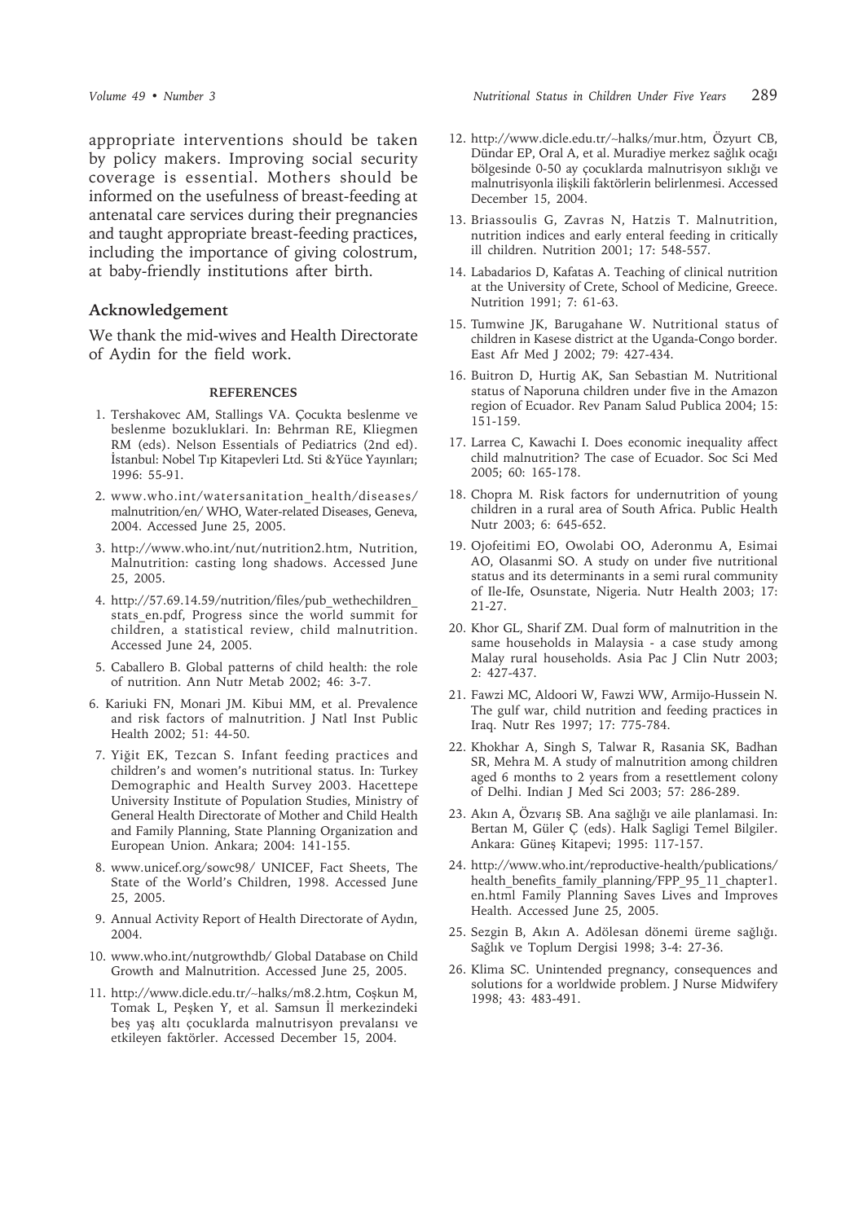appropriate interventions should be taken by policy makers. Improving social security coverage is essential. Mothers should be informed on the usefulness of breast-feeding at antenatal care services during their pregnancies and taught appropriate breast-feeding practices, including the importance of giving colostrum, at baby-friendly institutions after birth.

## Acknowledgement

We thank the mid-wives and Health Directorate of Aydin for the field work.

### REFERENCES

1. Tershakovec AM, Stallings VA. Çocukta beslenme ve beslenme bozukluklari. In: Behrman RE, Kliegmen RM (eds). Nelson Essentials of Pediatrics (2nd ed). İstanbul: Nobel Tıp Kitapevleri Ltd. Sti &Yüce Yayınları; 1996: 55-91.
2. www.who.int/watersanitation_health/diseases/malnutrition/en/ WHO, Water-related Diseases, Geneva, 2004. Accessed June 25, 2005.
3. http://www.who.int/nut/nutrition2.htm, Nutrition, Malnutrition: casting long shadows. Accessed June 25, 2005.
4. http://57.69.14.59/nutrition/files/pub_wethechildren_stats_en.pdf, Progress since the world summit for children, a statistical review, child malnutrition. Accessed June 24, 2005.
5. Caballero B. Global patterns of child health: the role of nutrition. Ann Nutr Metab 2002; 46: 3-7.
6. Kariuki FN, Monari JM. Kibui MM, et al. Prevalence and risk factors of malnutrition. J Natl Inst Public Health 2002; 51: 44-50.
7. Yiğit EK, Tezcan S. Infant feeding practices and children's and women's nutritional status. In: Turkey Demographic and Health Survey 2003. Hacettepe University Institute of Population Studies, Ministry of General Health Directorate of Mother and Child Health and Family Planning, State Planning Organization and European Union. Ankara; 2004: 141-155.
8. www.unicef.org/sowc98/ UNICEF, Fact Sheets, The State of the World's Children, 1998. Accessed June 25, 2005.
9. Annual Activity Report of Health Directorate of Aydın, 2004.
10. www.who.int/nutgrowthdb/ Global Database on Child Growth and Malnutrition. Accessed June 25, 2005.
11. http://www.dicle.edu.tr/~halks/m8.2.htm, Coşkun M, Tomak L, Peşken Y, et al. Samsun İl merkezindeki beş yaş altı çocuklarda malnutrisyon prevalansı ve etkileyen faktörler. Accessed December 15, 2004.
12. http://www.dicle.edu.tr/~halks/mur.htm, Özyurt CB, Dündar EP, Oral A, et al. Muradiye merkez sağlık ocağı bölgesinde 0-50 ay çocuklarda malnutrisyon sıklığı ve malnutrisyonla ilişkili faktörlerin belirlenmesi. Accessed December 15, 2004.
13. Briassoulis G, Zavras N, Hatzis T. Malnutrition, nutrition indices and early enteral feeding in critically ill children. Nutrition 2001; 17: 548-557.
14. Labadarios D, Kafatas A. Teaching of clinical nutrition at the University of Crete, School of Medicine, Greece. Nutrition 1991; 7: 61-63.
15. Tumwine JK, Barugahane W. Nutritional status of children in Kasese district at the Uganda-Congo border. East Afr Med J 2002; 79: 427-434.
16. Buitron D, Hurtig AK, San Sebastian M. Nutritional status of Naporuna children under five in the Amazon region of Ecuador. Rev Panam Salud Publica 2004; 15: 151-159.
17. Larrea C, Kawachi I. Does economic inequality affect child malnutrition? The case of Ecuador. Soc Sci Med 2005; 60: 165-178.
18. Chopra M. Risk factors for undernutrition of young children in a rural area of South Africa. Public Health Nutr 2003; 6: 645-652.
19. Ojofeitimi EO, Owolabi OO, Aderonmu A, Esimai AO, Olasanmi SO. A study on under five nutritional status and its determinants in a semi rural community of Ile-Ife, Osunstate, Nigeria. Nutr Health 2003; 17: 21-27.
20. Khor GL, Sharif ZM. Dual form of malnutrition in the same households in Malaysia - a case study among Malay rural households. Asia Pac J Clin Nutr 2003; 2: 427-437.
21. Fawzi MC, Aldoori W, Fawzi WW, Armijo-Hussein N. The gulf war, child nutrition and feeding practices in Iraq. Nutr Res 1997; 17: 775-784.
22. Khokhar A, Singh S, Talwar R, Rasania SK, Badhan SR, Mehra M. A study of malnutrition among children aged 6 months to 2 years from a resettlement colony of Delhi. Indian J Med Sci 2003; 57: 286-289.
23. Akın A, Özvarış SB. Ana sağlığı ve aile planlaması. In: Bertan M, Güler Ç (eds). Halk Sagligi Temel Bilgiler. Ankara: Güneş Kitapevi; 1995: 117-157.
24. http://www.who.int/reproductive-health/publications/health_benefits_family_planning/FPP_95_11_chapter1.en.html Family Planning Saves Lives and Improves Health. Accessed June 25, 2005.
25. Sezgin B, Akın A. Adölesan dönemi üreme sağlığı. Sağlık ve Toplum Dergisi 1998; 3-4: 27-36.
26. Klima SC. Unintended pregnancy, consequences and solutions for a worldwide problem. J Nurse Midwifery 1998; 43: 483-491.